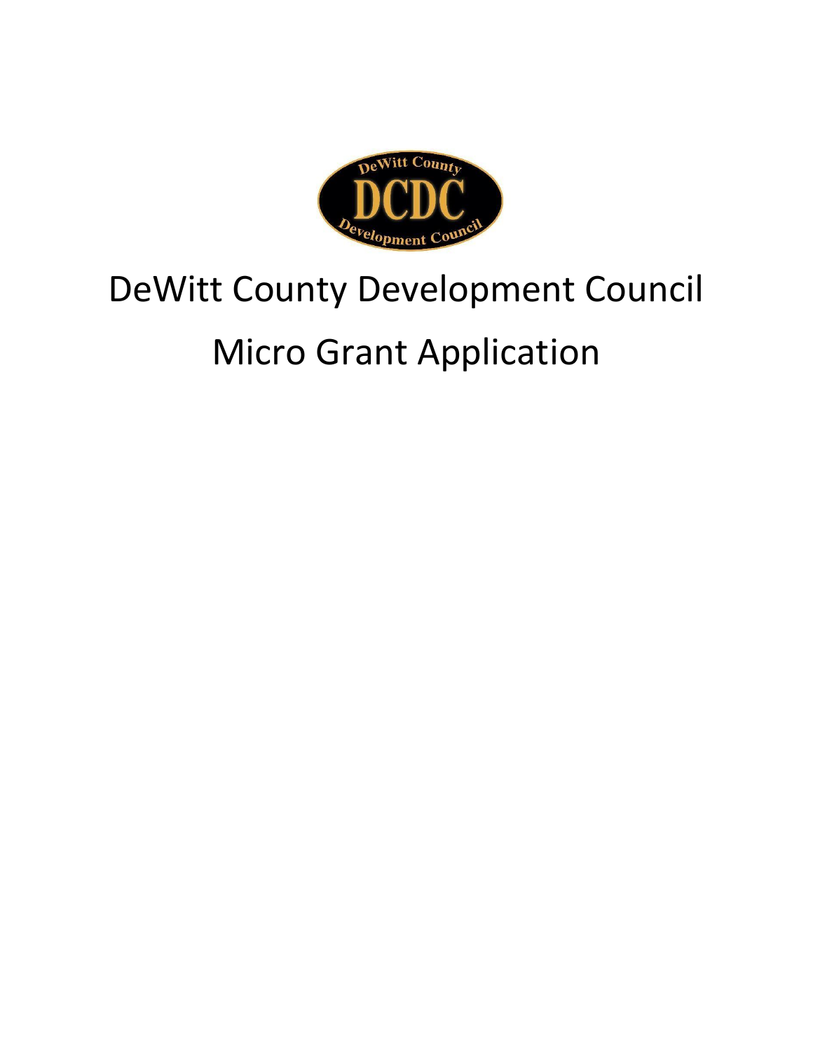# DeWitt County Development Council

## Micro Grant Application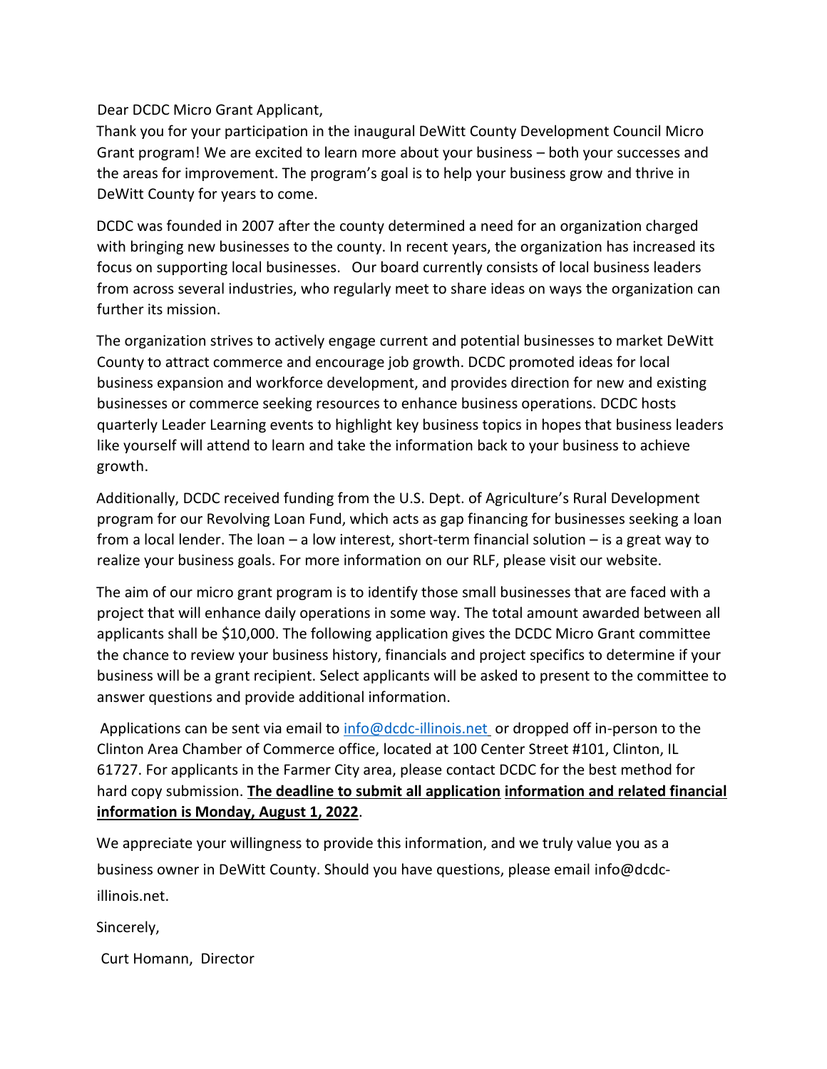Dear DCDC Micro Grant Applicant,

Thank you for your participation in the inaugural DeWitt County Development Council Micro Grant program! We are excited to learn more about your business – both your successes and the areas for improvement. The program's goal is to help your business grow and thrive in DeWitt County for years to come.

DCDC was founded in 2007 after the county determined a need for an organization charged with bringing new businesses to the county. In recent years, the organization has increased its focus on supporting local businesses. Our board currently consists of local business leaders from across several industries, who regularly meet to share ideas on ways the organization can further its mission.

The organization strives to actively engage current and potential businesses to market DeWitt County to attract commerce and encourage job growth. DCDC promoted ideas for local business expansion and workforce development, and provides direction for new and existing businesses or commerce seeking resources to enhance business operations. DCDC hosts quarterly Leader Learning events to highlight key business topics in hopes that business leaders like yourself will attend to learn and take the information back to your business to achieve growth.

Additionally, DCDC received funding from the U.S. Dept. of Agriculture's Rural Development program for our Revolving Loan Fund, which acts as gap financing for businesses seeking a loan from a local lender. The loan – a low interest, short-term financial solution – is a great way to realize your business goals. For more information on our RLF, please visit our website.

The aim of our micro grant program is to identify those small businesses that are faced with a project that will enhance daily operations in some way. The total amount awarded between all applicants shall be $10,000. The following application gives the DCDC Micro Grant committee the chance to review your business history, financials and project specifics to determine if your business will be a grant recipient. Select applicants will be asked to present to the committee to answer questions and provide additional information.

Applications can be sent via email to [info@dcdc-illinois.net](mailto:info@dcdc-illinois.net) or dropped off in-person to the Clinton Area Chamber of Commerce office, located at 100 Center Street #101, Clinton, IL 61727. For applicants in the Farmer City area, please contact DCDC for the best method for hard copy submission. **The deadline to submit all application information and related financial information is Monday, August 1, 2022**.

We appreciate your willingness to provide this information, and we truly value you as a business owner in DeWitt County. Should you have questions, please email info@dcdc-illinois.net.

Sincerely,

Curt Homann, Director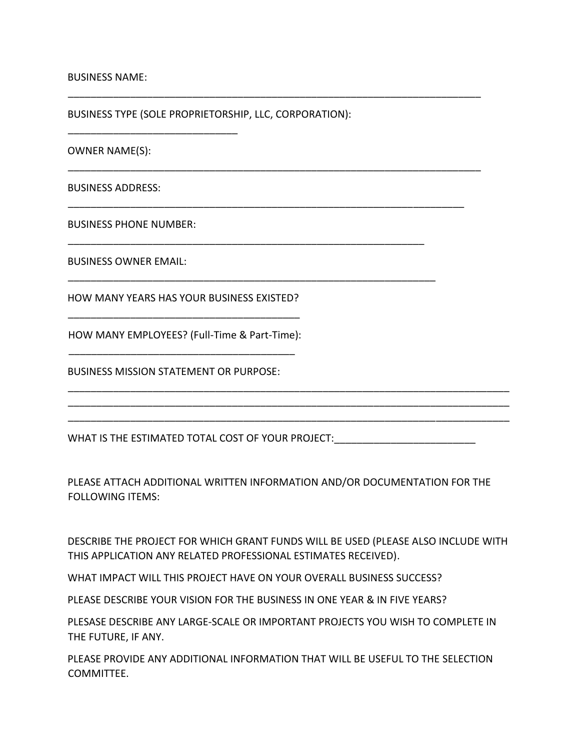BUSINESS NAME:

_____________________________________________________________________________

BUSINESS TYPE (SOLE PROPRIETORSHIP, LLC, CORPORATION):

_______________________________

OWNER NAME(S):

_____________________________________________________________________________

BUSINESS ADDRESS:

__________________________________________________________________________

BUSINESS PHONE NUMBER:

__________________________________________________________________

BUSINESS OWNER EMAIL:

____________________________________________________________________

HOW MANY YEARS HAS YOUR BUSINESS EXISTED?

___________________________________________

HOW MANY EMPLOYEES? (Full-Time & Part-Time):

__________________________________________

BUSINESS MISSION STATEMENT OR PURPOSE:

__________________________________________________________________________________
__________________________________________________________________________________
__________________________________________________________________________________

WHAT IS THE ESTIMATED TOTAL COST OF YOUR PROJECT:__________________________

PLEASE ATTACH ADDITIONAL WRITTEN INFORMATION AND/OR DOCUMENTATION FOR THE FOLLOWING ITEMS:

DESCRIBE THE PROJECT FOR WHICH GRANT FUNDS WILL BE USED (PLEASE ALSO INCLUDE WITH THIS APPLICATION ANY RELATED PROFESSIONAL ESTIMATES RECEIVED).

WHAT IMPACT WILL THIS PROJECT HAVE ON YOUR OVERALL BUSINESS SUCCESS?

PLEASE DESCRIBE YOUR VISION FOR THE BUSINESS IN ONE YEAR & IN FIVE YEARS?

PLESASE DESCRIBE ANY LARGE-SCALE OR IMPORTANT PROJECTS YOU WISH TO COMPLETE IN THE FUTURE, IF ANY.

PLEASE PROVIDE ANY ADDITIONAL INFORMATION THAT WILL BE USEFUL TO THE SELECTION COMMITTEE.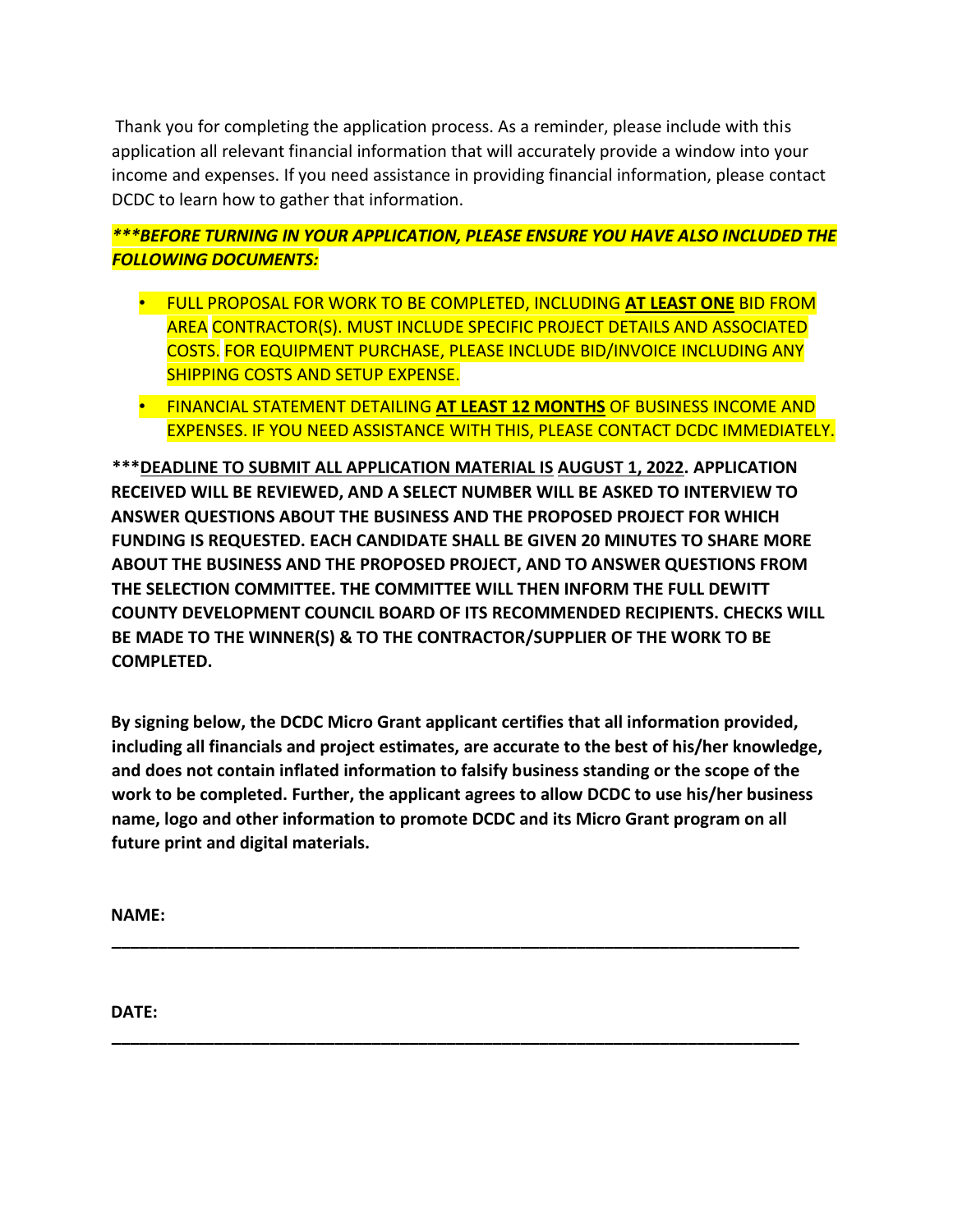Thank you for completing the application process. As a reminder, please include with this application all relevant financial information that will accurately provide a window into your income and expenses. If you need assistance in providing financial information, please contact DCDC to learn how to gather that information.

***BEFORE TURNING IN YOUR APPLICATION, PLEASE ENSURE YOU HAVE ALSO INCLUDED THE FOLLOWING DOCUMENTS:***

- FULL PROPOSAL FOR WORK TO BE COMPLETED, INCLUDING **AT LEAST ONE** BID FROM AREA CONTRACTOR(S). MUST INCLUDE SPECIFIC PROJECT DETAILS AND ASSOCIATED COSTS. FOR EQUIPMENT PURCHASE, PLEASE INCLUDE BID/INVOICE INCLUDING ANY SHIPPING COSTS AND SETUP EXPENSE.
- FINANCIAL STATEMENT DETAILING **AT LEAST 12 MONTHS** OF BUSINESS INCOME AND EXPENSES. IF YOU NEED ASSISTANCE WITH THIS, PLEASE CONTACT DCDC IMMEDIATELY.

**\*\*\*DEADLINE TO SUBMIT ALL APPLICATION MATERIAL IS AUGUST 1, 2022. APPLICATION RECEIVED WILL BE REVIEWED, AND A SELECT NUMBER WILL BE ASKED TO INTERVIEW TO ANSWER QUESTIONS ABOUT THE BUSINESS AND THE PROPOSED PROJECT FOR WHICH FUNDING IS REQUESTED. EACH CANDIDATE SHALL BE GIVEN 20 MINUTES TO SHARE MORE ABOUT THE BUSINESS AND THE PROPOSED PROJECT, AND TO ANSWER QUESTIONS FROM THE SELECTION COMMITTEE. THE COMMITTEE WILL THEN INFORM THE FULL DEWITT COUNTY DEVELOPMENT COUNCIL BOARD OF ITS RECOMMENDED RECIPIENTS. CHECKS WILL BE MADE TO THE WINNER(S) & TO THE CONTRACTOR/SUPPLIER OF THE WORK TO BE COMPLETED.**

**By signing below, the DCDC Micro Grant applicant certifies that all information provided, including all financials and project estimates, are accurate to the best of his/her knowledge, and does not contain inflated information to falsify business standing or the scope of the work to be completed. Further, the applicant agrees to allow DCDC to use his/her business name, logo and other information to promote DCDC and its Micro Grant program on all future print and digital materials.**

**NAME:**

______________________________________________________________________________

**DATE:**

______________________________________________________________________________